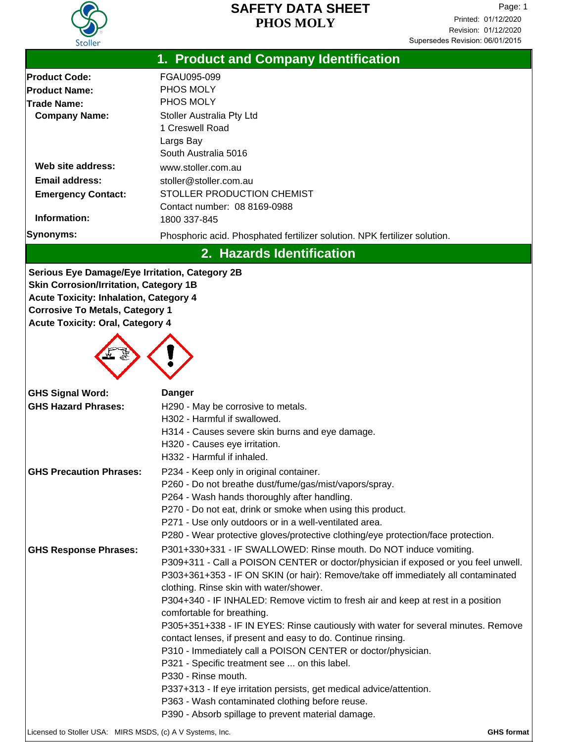# SAFETY DATA SHEET
# PHOS MOLY

Printed: 01/12/2020
Revision: 01/12/2020
Supersedes Revision: 06/01/2015

## 1. Product and Company Identification

**Product Code:** FGAU095-099
**Product Name:** PHOS MOLY
**Trade Name:** PHOS MOLY
**Company Name:** Stoller Australia Pty Ltd
1 Creswell Road
Largs Bay
South Australia 5016
**Web site address:** www.stoller.com.au
**Email address:** stoller@stoller.com.au
**Emergency Contact:** STOLLER PRODUCTION CHEMIST
Contact number: 08 8169-0988
**Information:** 1800 337-845
**Synonyms:** Phosphoric acid. Phosphated fertilizer solution. NPK fertilizer solution.

## 2. Hazards Identification

**Serious Eye Damage/Eye Irritation, Category 2B**
**Skin Corrosion/Irritation, Category 1B**
**Acute Toxicity: Inhalation, Category 4**
**Corrosive To Metals, Category 1**
**Acute Toxicity: Oral, Category 4**

**GHS Signal Word:** **Danger**

**GHS Hazard Phrases:**
H290 - May be corrosive to metals.
H302 - Harmful if swallowed.
H314 - Causes severe skin burns and eye damage.
H320 - Causes eye irritation.
H332 - Harmful if inhaled.

**GHS Precaution Phrases:**
P234 - Keep only in original container.
P260 - Do not breathe dust/fume/gas/mist/vapors/spray.
P264 - Wash hands thoroughly after handling.
P270 - Do not eat, drink or smoke when using this product.
P271 - Use only outdoors or in a well-ventilated area.
P280 - Wear protective gloves/protective clothing/eye protection/face protection.

**GHS Response Phrases:**
P301+330+331 - IF SWALLOWED: Rinse mouth. Do NOT induce vomiting.
P309+311 - Call a POISON CENTER or doctor/physician if exposed or you feel unwell.
P303+361+353 - IF ON SKIN (or hair): Remove/take off immediately all contaminated clothing. Rinse skin with water/shower.
P304+340 - IF INHALED: Remove victim to fresh air and keep at rest in a position comfortable for breathing.
P305+351+338 - IF IN EYES: Rinse cautiously with water for several minutes. Remove contact lenses, if present and easy to do. Continue rinsing.
P310 - Immediately call a POISON CENTER or doctor/physician.
P321 - Specific treatment see ... on this label.
P330 - Rinse mouth.
P337+313 - If eye irritation persists, get medical advice/attention.
P363 - Wash contaminated clothing before reuse.
P390 - Absorb spillage to prevent material damage.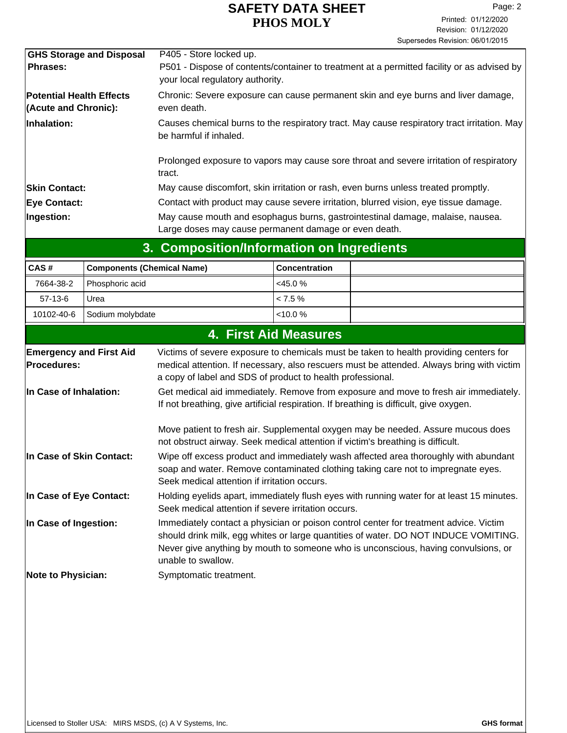| | |
|---|---|
| **GHS Storage and Disposal Phrases:** | P405 - Store locked up.<br>P501 - Dispose of contents/container to treatment at a permitted facility or as advised by your local regulatory authority. |
| **Potential Health Effects (Acute and Chronic):** | Chronic: Severe exposure can cause permanent skin and eye burns and liver damage, even death. |
| **Inhalation:** | Causes chemical burns to the respiratory tract. May cause respiratory tract irritation. May be harmful if inhaled.<br><br>Prolonged exposure to vapors may cause sore throat and severe irritation of respiratory tract. |
| **Skin Contact:** | May cause discomfort, skin irritation or rash, even burns unless treated promptly. |
| **Eye Contact:** | Contact with product may cause severe irritation, blurred vision, eye tissue damage. |
| **Ingestion:** | May cause mouth and esophagus burns, gastrointestinal damage, malaise, nausea. Large doses may cause permanent damage or even death. |

## 3. Composition/Information on Ingredients

| CAS # | Components (Chemical Name) | Concentration | |
|---|---|---|---|
| 7664-38-2 | Phosphoric acid | <45.0 % | |
| 57-13-6 | Urea | < 7.5 % | |
| 10102-40-6 | Sodium molybdate | <10.0 % | |

## 4. First Aid Measures

| | |
|---|---|
| **Emergency and First Aid Procedures:** | Victims of severe exposure to chemicals must be taken to health providing centers for medical attention. If necessary, also rescuers must be attended. Always bring with victim a copy of label and SDS of product to health professional. |
| **In Case of Inhalation:** | Get medical aid immediately. Remove from exposure and move to fresh air immediately. If not breathing, give artificial respiration. If breathing is difficult, give oxygen.<br><br>Move patient to fresh air. Supplemental oxygen may be needed. Assure mucous does not obstruct airway. Seek medical attention if victim's breathing is difficult. |
| **In Case of Skin Contact:** | Wipe off excess product and immediately wash affected area thoroughly with abundant soap and water. Remove contaminated clothing taking care not to impregnate eyes. Seek medical attention if irritation occurs. |
| **In Case of Eye Contact:** | Holding eyelids apart, immediately flush eyes with running water for at least 15 minutes. Seek medical attention if severe irritation occurs. |
| **In Case of Ingestion:** | Immediately contact a physician or poison control center for treatment advice. Victim should drink milk, egg whites or large quantities of water. DO NOT INDUCE VOMITING. Never give anything by mouth to someone who is unconscious, having convulsions, or unable to swallow. |
| **Note to Physician:** | Symptomatic treatment. |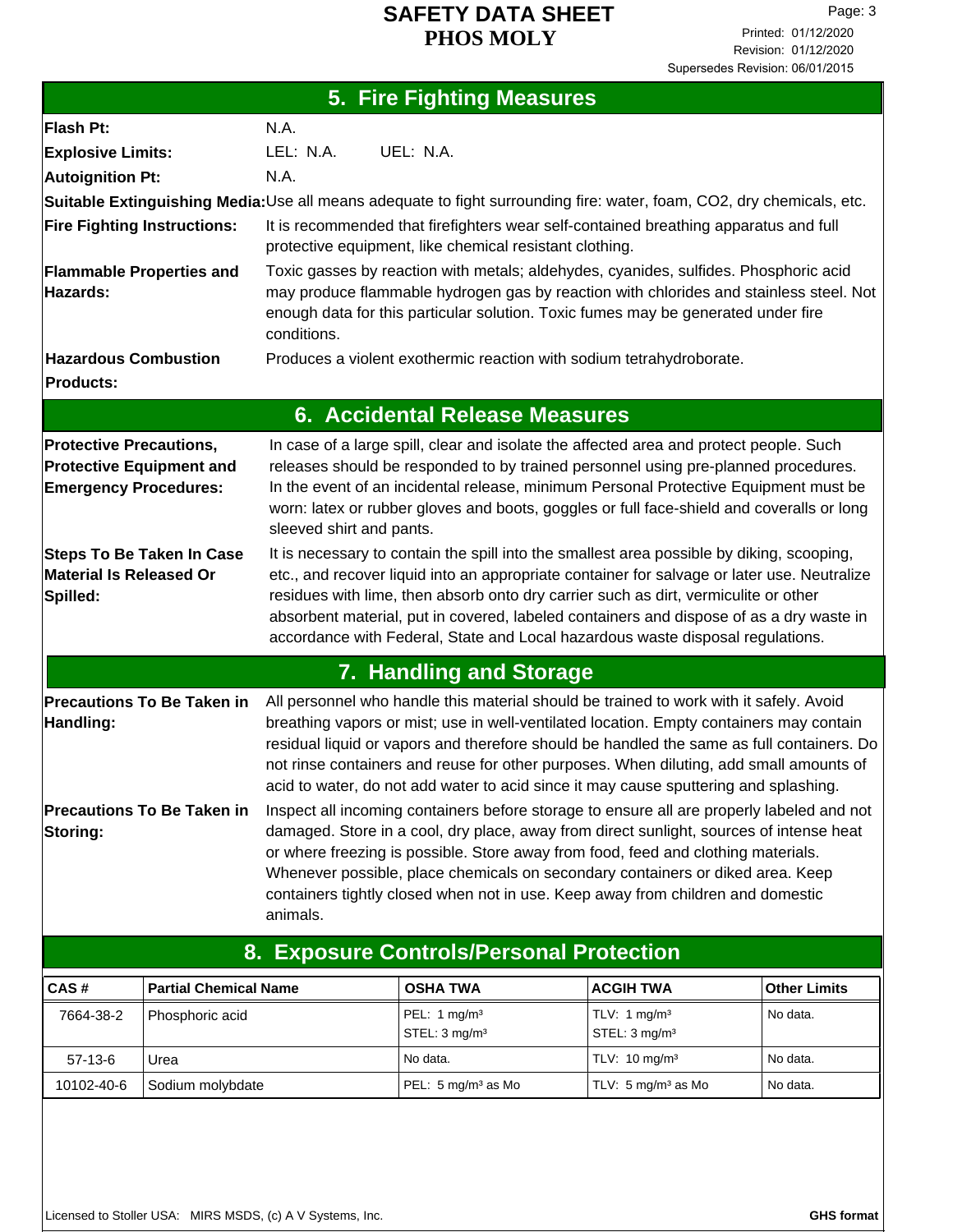## 5. Fire Fighting Measures

**Flash Pt:** N.A.

**Explosive Limits:** LEL: N.A. UEL: N.A.

**Autoignition Pt:** N.A.

**Suitable Extinguishing Media:** Use all means adequate to fight surrounding fire: water, foam, CO2, dry chemicals, etc.

**Fire Fighting Instructions:** It is recommended that firefighters wear self-contained breathing apparatus and full protective equipment, like chemical resistant clothing.

**Flammable Properties and Hazards:** Toxic gasses by reaction with metals; aldehydes, cyanides, sulfides. Phosphoric acid may produce flammable hydrogen gas by reaction with chlorides and stainless steel. Not enough data for this particular solution. Toxic fumes may be generated under fire conditions.

**Hazardous Combustion Products:** Produces a violent exothermic reaction with sodium tetrahydroborate.

## 6. Accidental Release Measures

**Protective Precautions, Protective Equipment and Emergency Procedures:** In case of a large spill, clear and isolate the affected area and protect people. Such releases should be responded to by trained personnel using pre-planned procedures. In the event of an incidental release, minimum Personal Protective Equipment must be worn: latex or rubber gloves and boots, goggles or full face-shield and coveralls or long sleeved shirt and pants.

**Steps To Be Taken In Case Material Is Released Or Spilled:** It is necessary to contain the spill into the smallest area possible by diking, scooping, etc., and recover liquid into an appropriate container for salvage or later use. Neutralize residues with lime, then absorb onto dry carrier such as dirt, vermiculite or other absorbent material, put in covered, labeled containers and dispose of as a dry waste in accordance with Federal, State and Local hazardous waste disposal regulations.

## 7. Handling and Storage

**Precautions To Be Taken in Handling:** All personnel who handle this material should be trained to work with it safely. Avoid breathing vapors or mist; use in well-ventilated location. Empty containers may contain residual liquid or vapors and therefore should be handled the same as full containers. Do not rinse containers and reuse for other purposes. When diluting, add small amounts of acid to water, do not add water to acid since it may cause sputtering and splashing.

**Precautions To Be Taken in Storing:** Inspect all incoming containers before storage to ensure all are properly labeled and not damaged. Store in a cool, dry place, away from direct sunlight, sources of intense heat or where freezing is possible. Store away from food, feed and clothing materials. Whenever possible, place chemicals on secondary containers or diked area. Keep containers tightly closed when not in use. Keep away from children and domestic animals.

## 8. Exposure Controls/Personal Protection

| CAS # | Partial Chemical Name | OSHA TWA | ACGIH TWA | Other Limits |
|---|---|---|---|---|
| 7664-38-2 | Phosphoric acid | PEL: 1 mg/m³ STEL: 3 mg/m³ | TLV: 1 mg/m³ STEL: 3 mg/m³ | No data. |
| 57-13-6 | Urea | No data. | TLV: 10 mg/m³ | No data. |
| 10102-40-6 | Sodium molybdate | PEL: 5 mg/m³ as Mo | TLV: 5 mg/m³ as Mo | No data. |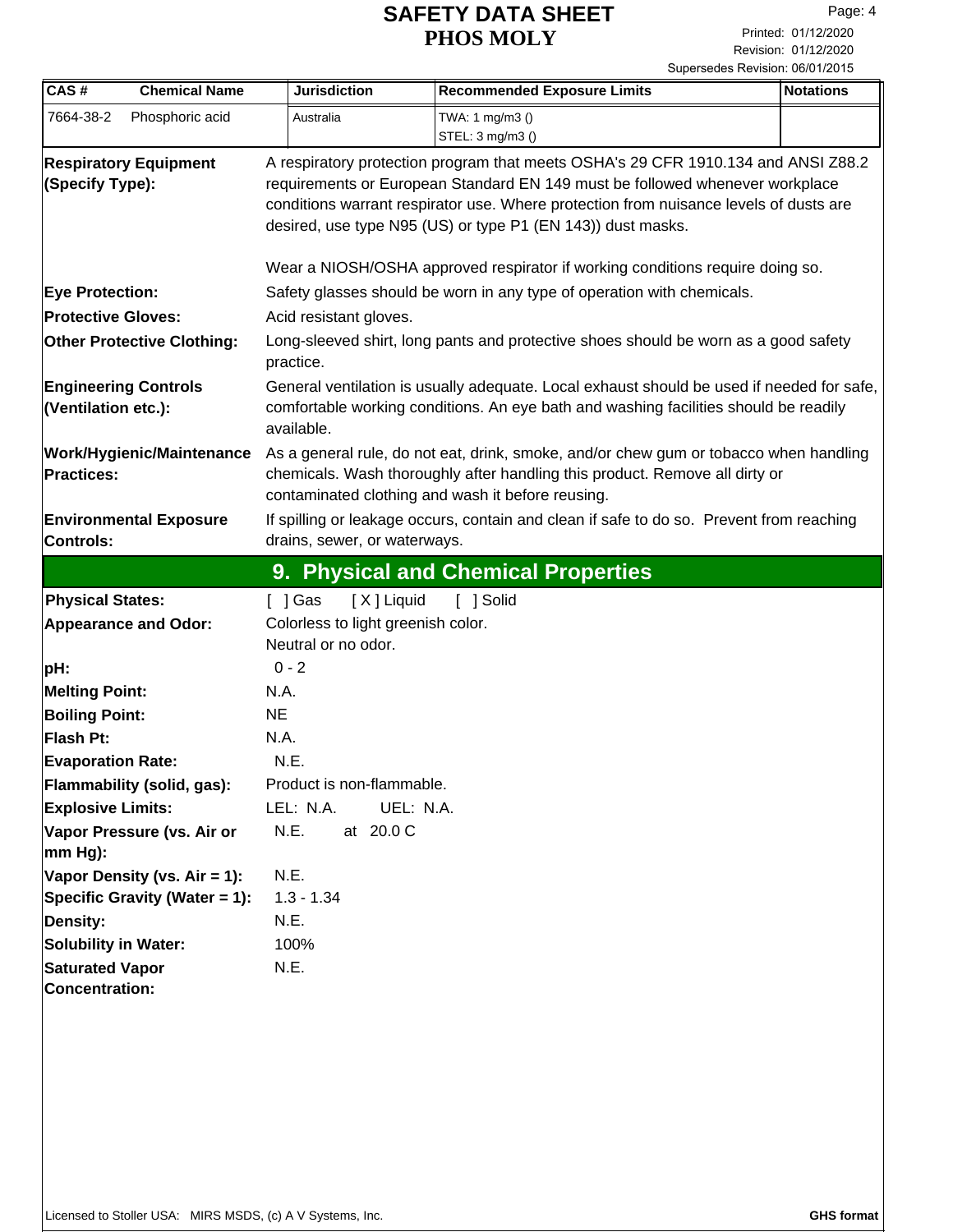| CAS # | Chemical Name | Jurisdiction | Recommended Exposure Limits | Notations |
| --- | --- | --- | --- | --- |
| 7664-38-2 | Phosphoric acid | Australia | TWA: 1 mg/m3 ()<br>STEL: 3 mg/m3 () | |

**Respiratory Equipment (Specify Type):** A respiratory protection program that meets OSHA's 29 CFR 1910.134 and ANSI Z88.2 requirements or European Standard EN 149 must be followed whenever workplace conditions warrant respirator use. Where protection from nuisance levels of dusts are desired, use type N95 (US) or type P1 (EN 143)) dust masks.

Wear a NIOSH/OSHA approved respirator if working conditions require doing so.

**Eye Protection:** Safety glasses should be worn in any type of operation with chemicals.

**Protective Gloves:** Acid resistant gloves.

**Other Protective Clothing:** Long-sleeved shirt, long pants and protective shoes should be worn as a good safety practice.

**Engineering Controls (Ventilation etc.):** General ventilation is usually adequate. Local exhaust should be used if needed for safe, comfortable working conditions. An eye bath and washing facilities should be readily available.

**Work/Hygienic/Maintenance Practices:** As a general rule, do not eat, drink, smoke, and/or chew gum or tobacco when handling chemicals. Wash thoroughly after handling this product. Remove all dirty or contaminated clothing and wash it before reusing.

**Environmental Exposure Controls:** If spilling or leakage occurs, contain and clean if safe to do so. Prevent from reaching drains, sewer, or waterways.

## 9. Physical and Chemical Properties

**Physical States:** [ ] Gas [ X ] Liquid [ ] Solid

**Appearance and Odor:** Colorless to light greenish color.
Neutral or no odor.

**pH:** 0 - 2

**Melting Point:** N.A.

**Boiling Point:** NE

**Flash Pt:** N.A.

**Evaporation Rate:** N.E.

**Flammability (solid, gas):** Product is non-flammable.

**Explosive Limits:** LEL: N.A. UEL: N.A.

**Vapor Pressure (vs. Air or mm Hg):** N.E. at 20.0 C

**Vapor Density (vs. Air = 1):** N.E.

**Specific Gravity (Water = 1):** 1.3 - 1.34

**Density:** N.E.

**Solubility in Water:** 100%

**Saturated Vapor Concentration:** N.E.

Licensed to Stoller USA: MIRS MSDS, (c) A V Systems, Inc. **GHS format**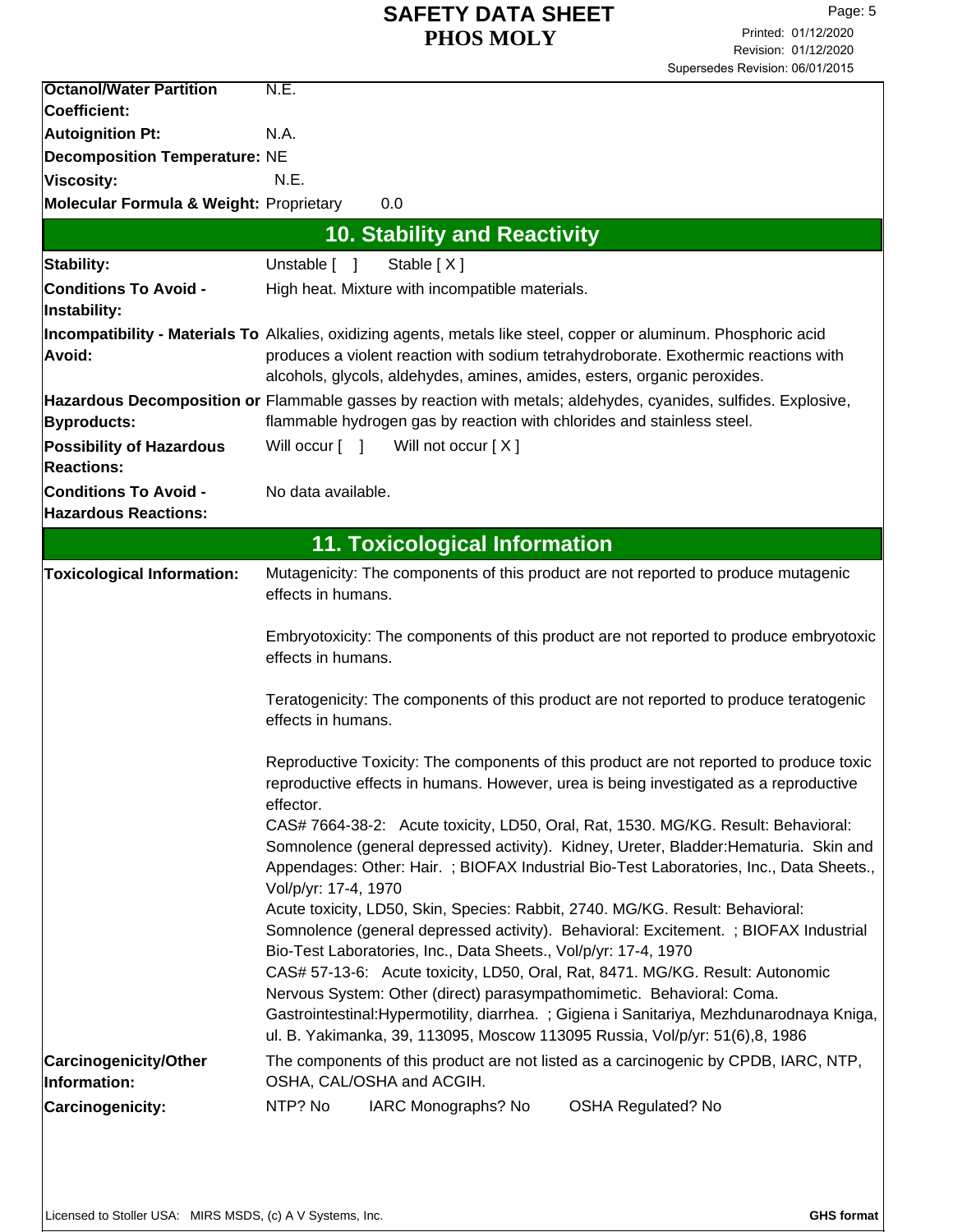| | |
|---|---|
| **Octanol/Water Partition Coefficient:** | N.E. |
| **Autoignition Pt:** | N.A. |
| **Decomposition Temperature:** | NE |
| **Viscosity:** | N.E. |
| **Molecular Formula & Weight:** | Proprietary 0.0 |

## 10. Stability and Reactivity

| | |
|---|---|
| **Stability:** | Unstable [ ] Stable [ X ] |
| **Conditions To Avoid - Instability:** | High heat. Mixture with incompatible materials. |
| **Incompatibility - Materials To Avoid:** | Alkalies, oxidizing agents, metals like steel, copper or aluminum. Phosphoric acid produces a violent reaction with sodium tetrahydroborate. Exothermic reactions with alcohols, glycols, aldehydes, amines, amides, esters, organic peroxides. |
| **Hazardous Decomposition or Byproducts:** | Flammable gasses by reaction with metals; aldehydes, cyanides, sulfides. Explosive, flammable hydrogen gas by reaction with chlorides and stainless steel. |
| **Possibility of Hazardous Reactions:** | Will occur [ ] Will not occur [ X ] |
| **Conditions To Avoid - Hazardous Reactions:** | No data available. |

## 11. Toxicological Information

**Toxicological Information:**

Mutagenicity: The components of this product are not reported to produce mutagenic effects in humans.

Embryotoxicity: The components of this product are not reported to produce embryotoxic effects in humans.

Teratogenicity: The components of this product are not reported to produce teratogenic effects in humans.

Reproductive Toxicity: The components of this product are not reported to produce toxic reproductive effects in humans. However, urea is being investigated as a reproductive effector.
CAS# 7664-38-2: Acute toxicity, LD50, Oral, Rat, 1530. MG/KG. Result: Behavioral: Somnolence (general depressed activity). Kidney, Ureter, Bladder:Hematuria. Skin and Appendages: Other: Hair. ; BIOFAX Industrial Bio-Test Laboratories, Inc., Data Sheets., Vol/p/yr: 17-4, 1970
Acute toxicity, LD50, Skin, Species: Rabbit, 2740. MG/KG. Result: Behavioral: Somnolence (general depressed activity). Behavioral: Excitement. ; BIOFAX Industrial Bio-Test Laboratories, Inc., Data Sheets., Vol/p/yr: 17-4, 1970
CAS# 57-13-6: Acute toxicity, LD50, Oral, Rat, 8471. MG/KG. Result: Autonomic Nervous System: Other (direct) parasympathomimetic. Behavioral: Coma. Gastrointestinal:Hypermotility, diarrhea. ; Gigiena i Sanitariya, Mezhdunarodnaya Kniga, ul. B. Yakimanka, 39, 113095, Moscow 113095 Russia, Vol/p/yr: 51(6),8, 1986

| | |
|---|---|
| **Carcinogenicity/Other Information:** | The components of this product are not listed as a carcinogenic by CPDB, IARC, NTP, OSHA, CAL/OSHA and ACGIH. |
| **Carcinogenicity:** | NTP? No IARC Monographs? No OSHA Regulated? No |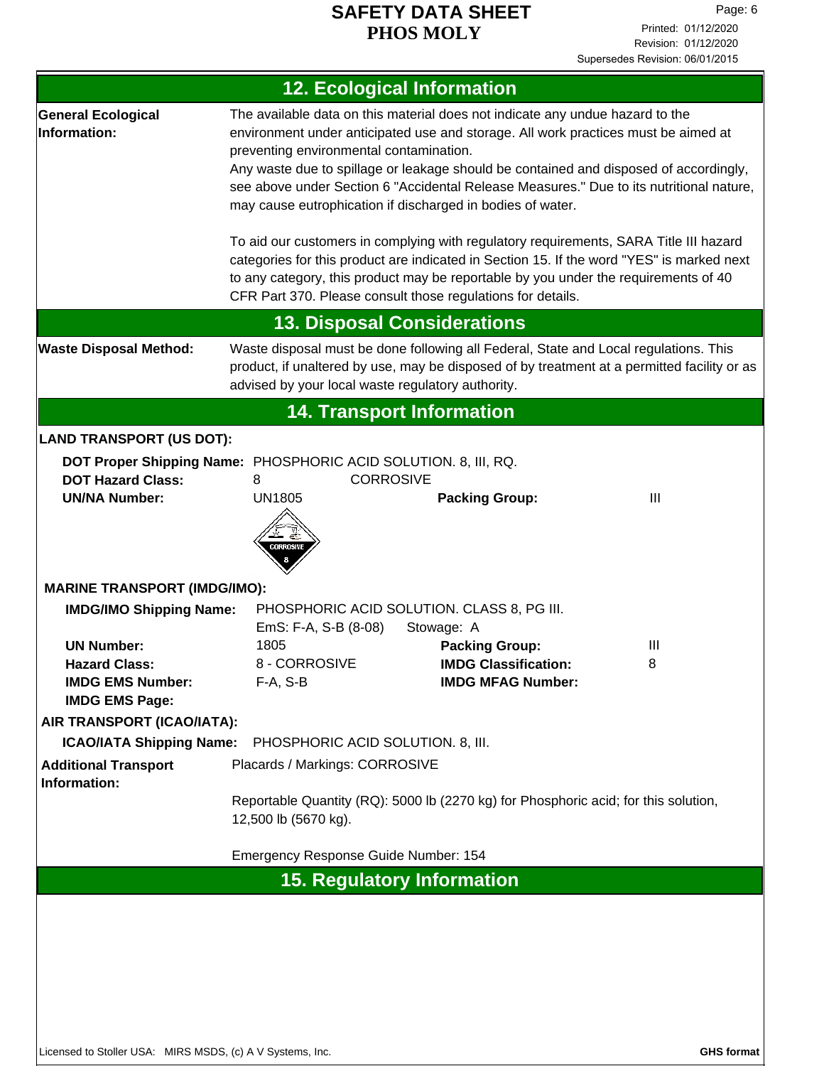## 12. Ecological Information

**General Ecological Information:** The available data on this material does not indicate any undue hazard to the environment under anticipated use and storage. All work practices must be aimed at preventing environmental contamination.

Any waste due to spillage or leakage should be contained and disposed of accordingly, see above under Section 6 "Accidental Release Measures." Due to its nutritional nature, may cause eutrophication if discharged in bodies of water.

To aid our customers in complying with regulatory requirements, SARA Title III hazard categories for this product are indicated in Section 15. If the word "YES" is marked next to any category, this product may be reportable by you under the requirements of 40 CFR Part 370. Please consult those regulations for details.

## 13. Disposal Considerations

**Waste Disposal Method:** Waste disposal must be done following all Federal, State and Local regulations. This product, if unaltered by use, may be disposed of by treatment at a permitted facility or as advised by your local waste regulatory authority.

## 14. Transport Information

**LAND TRANSPORT (US DOT):**

**DOT Proper Shipping Name:** PHOSPHORIC ACID SOLUTION. 8, III, RQ.

**DOT Hazard Class:** 8 CORROSIVE

**UN/NA Number:** UN1805 **Packing Group:** III

**MARINE TRANSPORT (IMDG/IMO):**

**IMDG/IMO Shipping Name:** PHOSPHORIC ACID SOLUTION. CLASS 8, PG III.
EmS: F-A, S-B (8-08) Stowage: A

| | | | |
|---|---|---|---|
| **UN Number:** | 1805 | **Packing Group:** | III |
| **Hazard Class:** | 8 - CORROSIVE | **IMDG Classification:** | 8 |
| **IMDG EMS Number:** | F-A, S-B | **IMDG MFAG Number:** | |
| **IMDG EMS Page:** | | | |

**AIR TRANSPORT (ICAO/IATA):**

**ICAO/IATA Shipping Name:** PHOSPHORIC ACID SOLUTION. 8, III.

**Additional Transport Information:** Placards / Markings: CORROSIVE

Reportable Quantity (RQ): 5000 lb (2270 kg) for Phosphoric acid; for this solution, 12,500 lb (5670 kg).

Emergency Response Guide Number: 154

## 15. Regulatory Information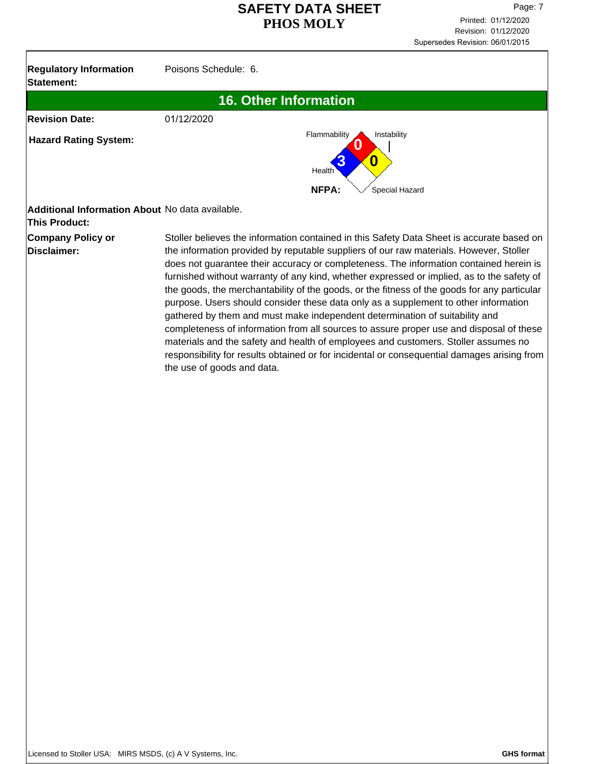**Regulatory Information Statement:** Poisons Schedule: 6.

## 16. Other Information

**Revision Date:** 01/12/2020

**Hazard Rating System:**

NFPA:
Flammability 0
Health 3
Instability 0
Special Hazard

**Additional Information About This Product:** No data available.

**Company Policy or Disclaimer:** Stoller believes the information contained in this Safety Data Sheet is accurate based on the information provided by reputable suppliers of our raw materials. However, Stoller does not guarantee their accuracy or completeness. The information contained herein is furnished without warranty of any kind, whether expressed or implied, as to the safety of the goods, the merchantability of the goods, or the fitness of the goods for any particular purpose. Users should consider these data only as a supplement to other information gathered by them and must make independent determination of suitability and completeness of information from all sources to assure proper use and disposal of these materials and the safety and health of employees and customers. Stoller assumes no responsibility for results obtained or for incidental or consequential damages arising from the use of goods and data.